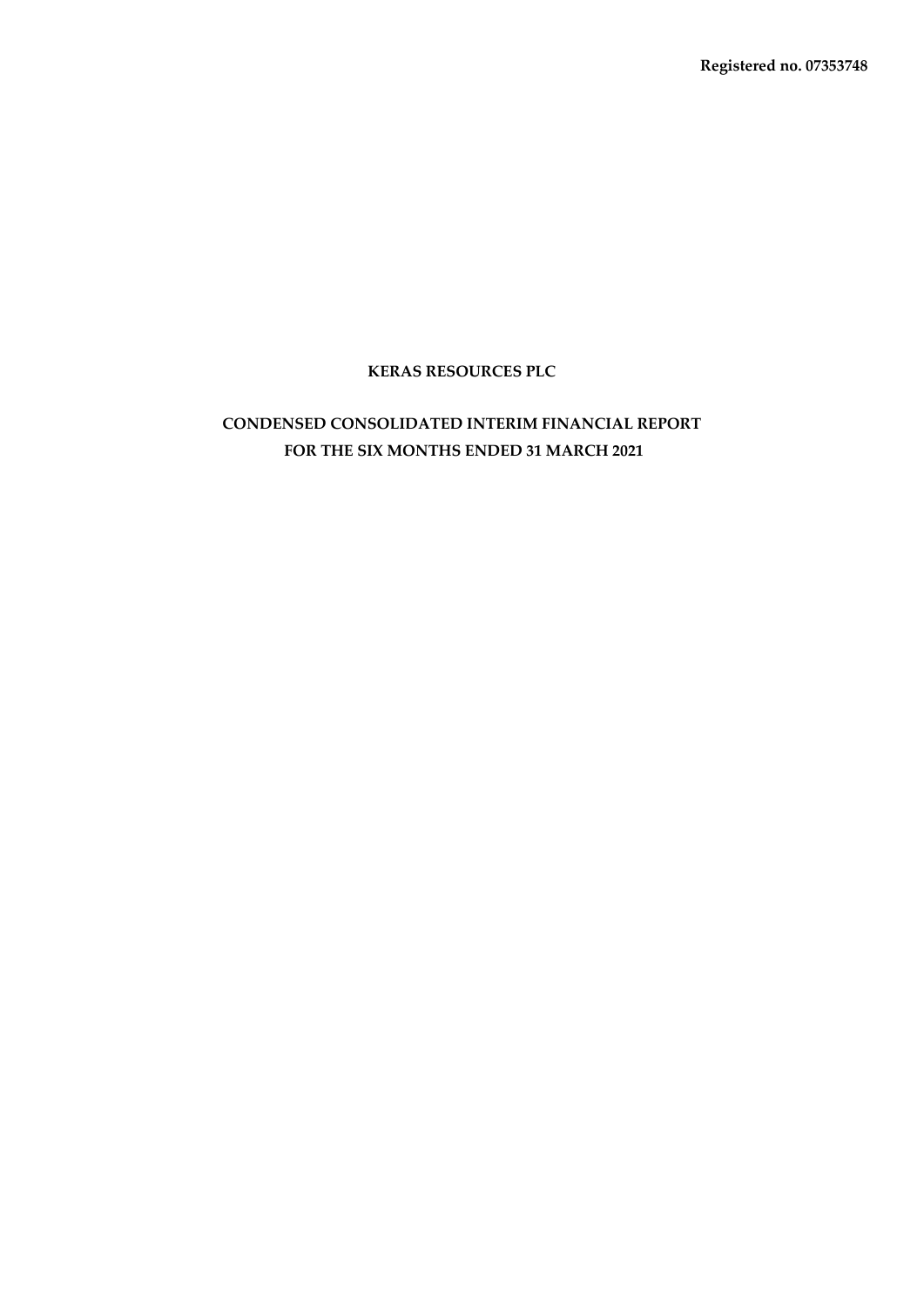**Registered no. 07353748**

# KERAS RESOURCES PLC

## CONDENSED CONSOLIDATED INTERIM FINANCIAL REPORT
## FOR THE SIX MONTHS ENDED 31 MARCH 2021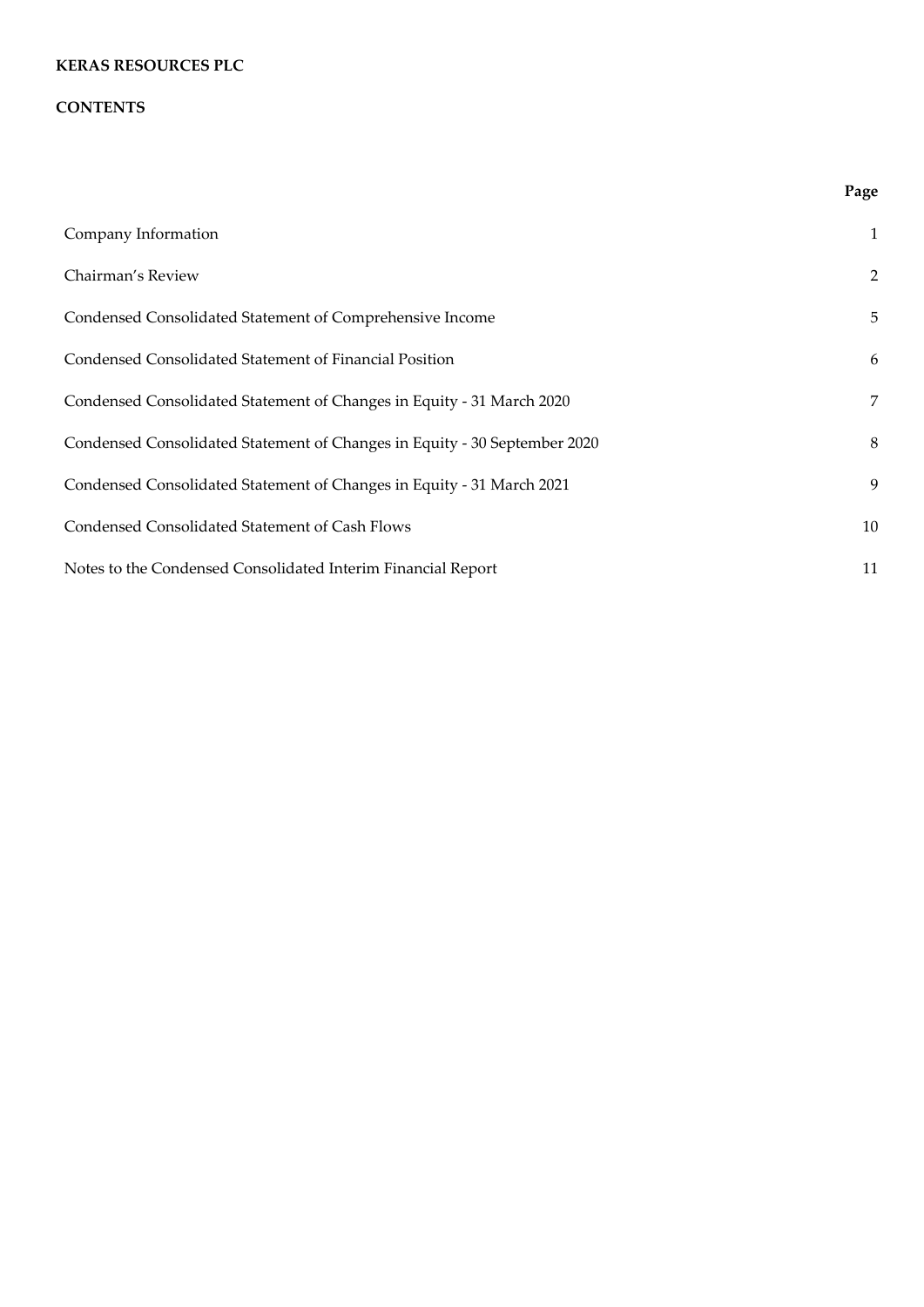**KERAS RESOURCES PLC**

**CONTENTS**

| | **Page** |
|---|---|
| Company Information | 1 |
| Chairman's Review | 2 |
| Condensed Consolidated Statement of Comprehensive Income | 5 |
| Condensed Consolidated Statement of Financial Position | 6 |
| Condensed Consolidated Statement of Changes in Equity - 31 March 2020 | 7 |
| Condensed Consolidated Statement of Changes in Equity - 30 September 2020 | 8 |
| Condensed Consolidated Statement of Changes in Equity - 31 March 2021 | 9 |
| Condensed Consolidated Statement of Cash Flows | 10 |
| Notes to the Condensed Consolidated Interim Financial Report | 11 |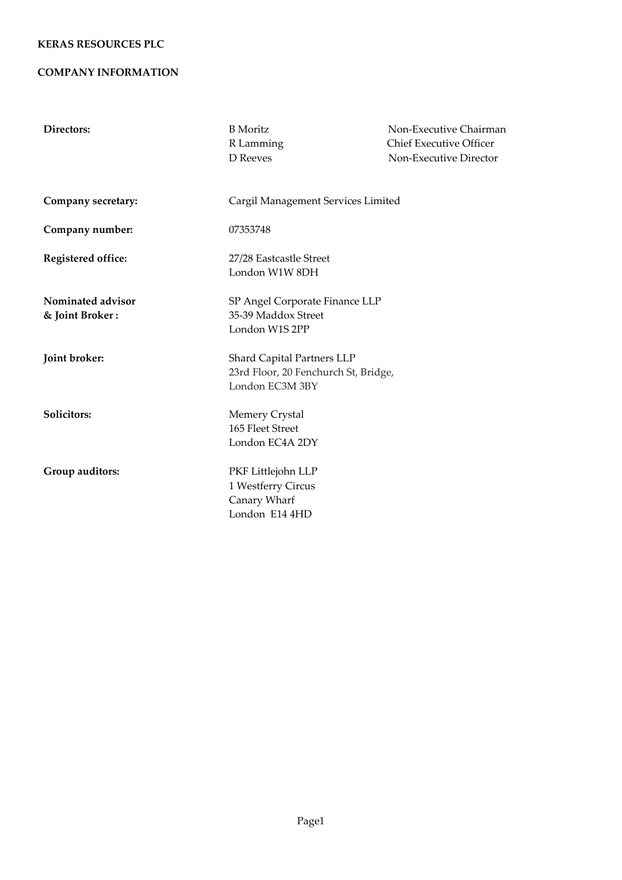**KERAS RESOURCES PLC**

**COMPANY INFORMATION**

| | | |
|---|---|---|
| **Directors:** | B Moritz<br>R Lamming<br>D Reeves | Non-Executive Chairman<br>Chief Executive Officer<br>Non-Executive Director |
| **Company secretary:** | Cargil Management Services Limited | |
| **Company number:** | 07353748 | |
| **Registered office:** | 27/28 Eastcastle Street<br>London W1W 8DH | |
| **Nominated advisor & Joint Broker :** | SP Angel Corporate Finance LLP<br>35-39 Maddox Street<br>London W1S 2PP | |
| **Joint broker:** | Shard Capital Partners LLP<br>23rd Floor, 20 Fenchurch St, Bridge,<br>London EC3M 3BY | |
| **Solicitors:** | Memery Crystal<br>165 Fleet Street<br>London EC4A 2DY | |
| **Group auditors:** | PKF Littlejohn LLP<br>1 Westferry Circus<br>Canary Wharf<br>London E14 4HD | |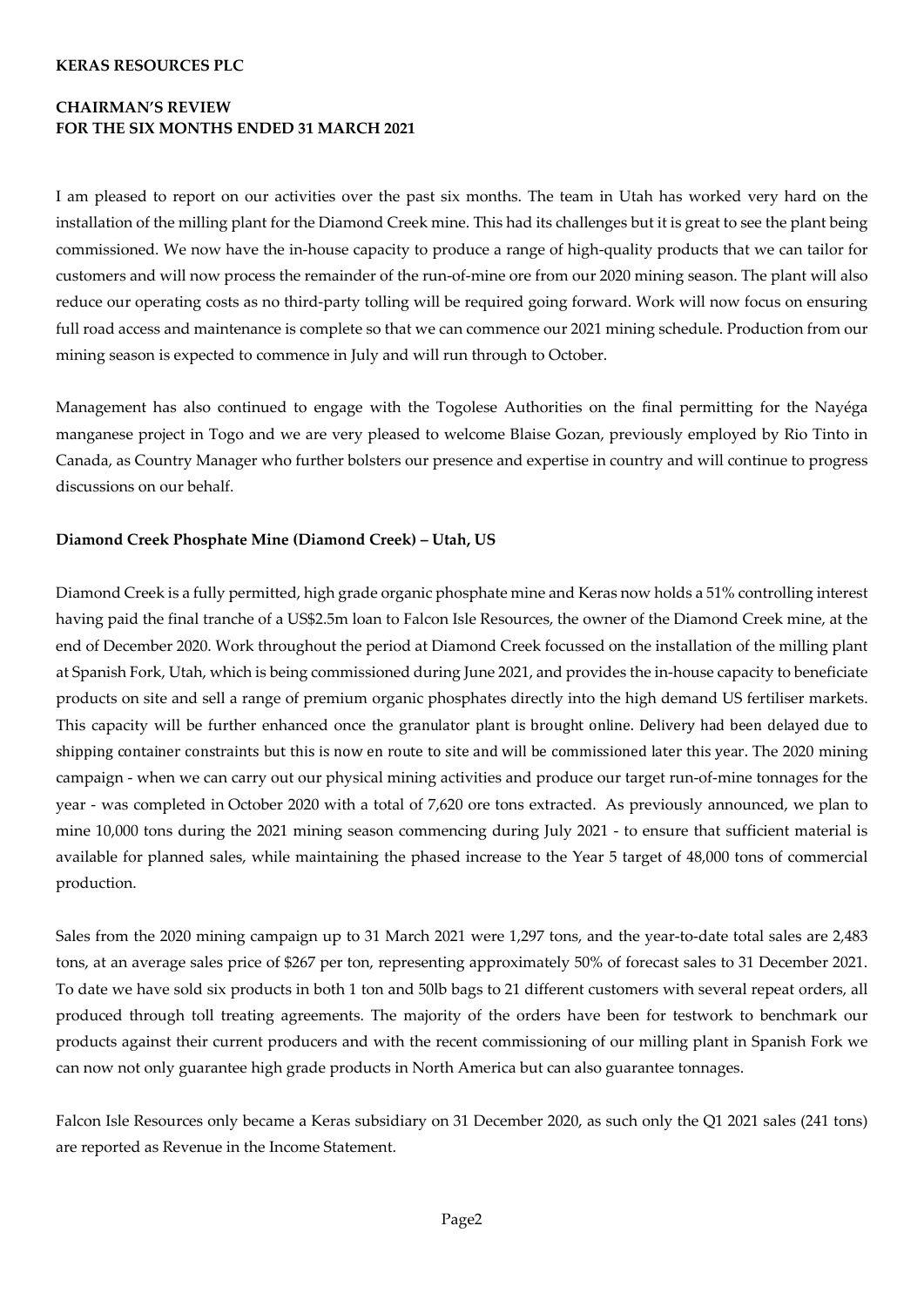**KERAS RESOURCES PLC**

**CHAIRMAN'S REVIEW**
**FOR THE SIX MONTHS ENDED 31 MARCH 2021**

I am pleased to report on our activities over the past six months. The team in Utah has worked very hard on the installation of the milling plant for the Diamond Creek mine. This had its challenges but it is great to see the plant being commissioned. We now have the in-house capacity to produce a range of high-quality products that we can tailor for customers and will now process the remainder of the run-of-mine ore from our 2020 mining season. The plant will also reduce our operating costs as no third-party tolling will be required going forward. Work will now focus on ensuring full road access and maintenance is complete so that we can commence our 2021 mining schedule. Production from our mining season is expected to commence in July and will run through to October.

Management has also continued to engage with the Togolese Authorities on the final permitting for the Nayéga manganese project in Togo and we are very pleased to welcome Blaise Gozan, previously employed by Rio Tinto in Canada, as Country Manager who further bolsters our presence and expertise in country and will continue to progress discussions on our behalf.

**Diamond Creek Phosphate Mine (Diamond Creek) – Utah, US**

Diamond Creek is a fully permitted, high grade organic phosphate mine and Keras now holds a 51% controlling interest having paid the final tranche of a US$2.5m loan to Falcon Isle Resources, the owner of the Diamond Creek mine, at the end of December 2020. Work throughout the period at Diamond Creek focussed on the installation of the milling plant at Spanish Fork, Utah, which is being commissioned during June 2021, and provides the in-house capacity to beneficiate products on site and sell a range of premium organic phosphates directly into the high demand US fertiliser markets. This capacity will be further enhanced once the granulator plant is brought online. Delivery had been delayed due to shipping container constraints but this is now en route to site and will be commissioned later this year. The 2020 mining campaign - when we can carry out our physical mining activities and produce our target run-of-mine tonnages for the year - was completed in October 2020 with a total of 7,620 ore tons extracted. As previously announced, we plan to mine 10,000 tons during the 2021 mining season commencing during July 2021 - to ensure that sufficient material is available for planned sales, while maintaining the phased increase to the Year 5 target of 48,000 tons of commercial production.

Sales from the 2020 mining campaign up to 31 March 2021 were 1,297 tons, and the year-to-date total sales are 2,483 tons, at an average sales price of $267 per ton, representing approximately 50% of forecast sales to 31 December 2021. To date we have sold six products in both 1 ton and 50lb bags to 21 different customers with several repeat orders, all produced through toll treating agreements. The majority of the orders have been for testwork to benchmark our products against their current producers and with the recent commissioning of our milling plant in Spanish Fork we can now not only guarantee high grade products in North America but can also guarantee tonnages.

Falcon Isle Resources only became a Keras subsidiary on 31 December 2020, as such only the Q1 2021 sales (241 tons) are reported as Revenue in the Income Statement.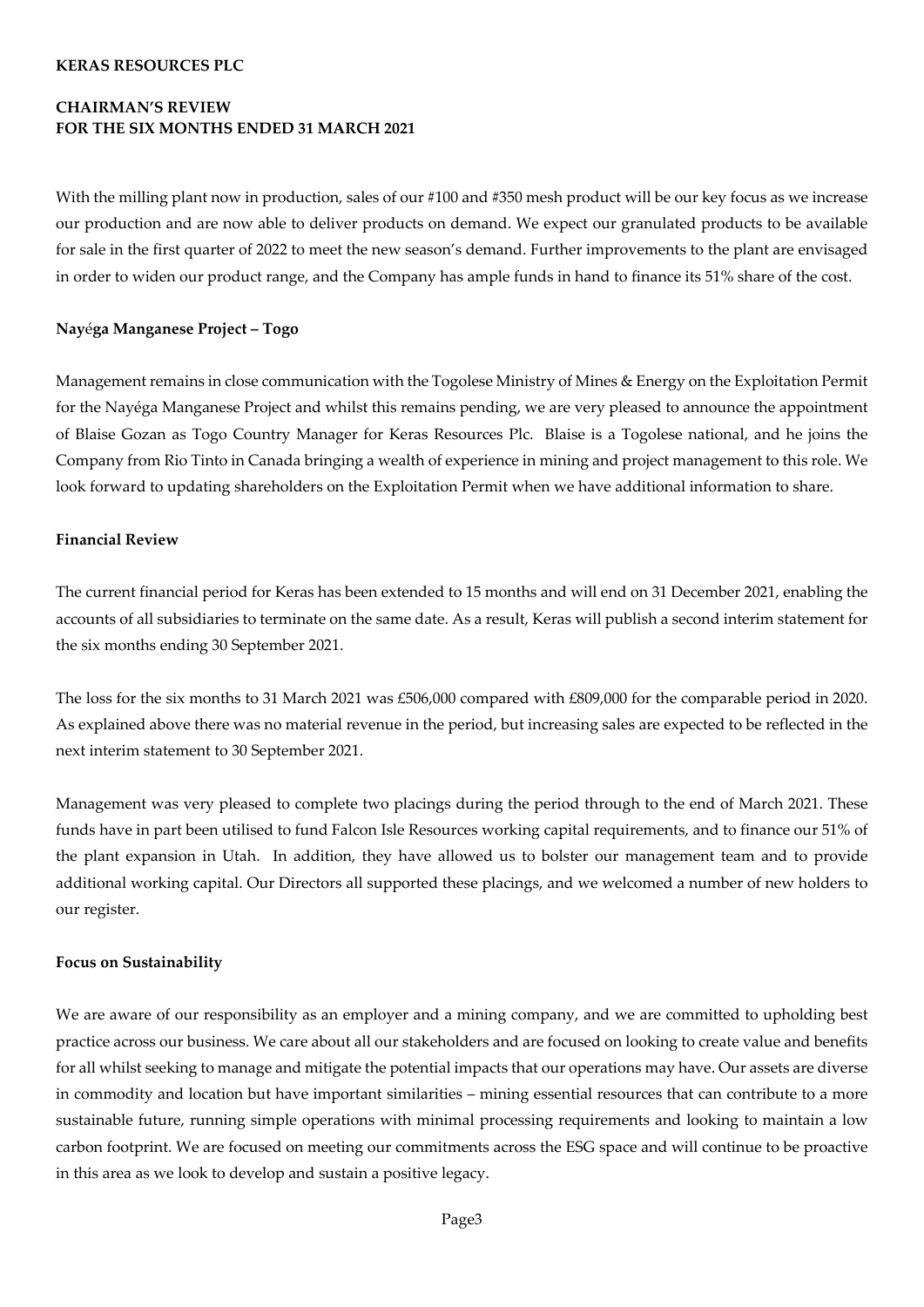**KERAS RESOURCES PLC**

**CHAIRMAN'S REVIEW**
**FOR THE SIX MONTHS ENDED 31 MARCH 2021**

With the milling plant now in production, sales of our #100 and #350 mesh product will be our key focus as we increase our production and are now able to deliver products on demand. We expect our granulated products to be available for sale in the first quarter of 2022 to meet the new season's demand. Further improvements to the plant are envisaged in order to widen our product range, and the Company has ample funds in hand to finance its 51% share of the cost.

**Nayéga Manganese Project – Togo**

Management remains in close communication with the Togolese Ministry of Mines & Energy on the Exploitation Permit for the Nayéga Manganese Project and whilst this remains pending, we are very pleased to announce the appointment of Blaise Gozan as Togo Country Manager for Keras Resources Plc. Blaise is a Togolese national, and he joins the Company from Rio Tinto in Canada bringing a wealth of experience in mining and project management to this role. We look forward to updating shareholders on the Exploitation Permit when we have additional information to share.

**Financial Review**

The current financial period for Keras has been extended to 15 months and will end on 31 December 2021, enabling the accounts of all subsidiaries to terminate on the same date. As a result, Keras will publish a second interim statement for the six months ending 30 September 2021.

The loss for the six months to 31 March 2021 was £506,000 compared with £809,000 for the comparable period in 2020. As explained above there was no material revenue in the period, but increasing sales are expected to be reflected in the next interim statement to 30 September 2021.

Management was very pleased to complete two placings during the period through to the end of March 2021. These funds have in part been utilised to fund Falcon Isle Resources working capital requirements, and to finance our 51% of the plant expansion in Utah. In addition, they have allowed us to bolster our management team and to provide additional working capital. Our Directors all supported these placings, and we welcomed a number of new holders to our register.

**Focus on Sustainability**

We are aware of our responsibility as an employer and a mining company, and we are committed to upholding best practice across our business. We care about all our stakeholders and are focused on looking to create value and benefits for all whilst seeking to manage and mitigate the potential impacts that our operations may have. Our assets are diverse in commodity and location but have important similarities – mining essential resources that can contribute to a more sustainable future, running simple operations with minimal processing requirements and looking to maintain a low carbon footprint. We are focused on meeting our commitments across the ESG space and will continue to be proactive in this area as we look to develop and sustain a positive legacy.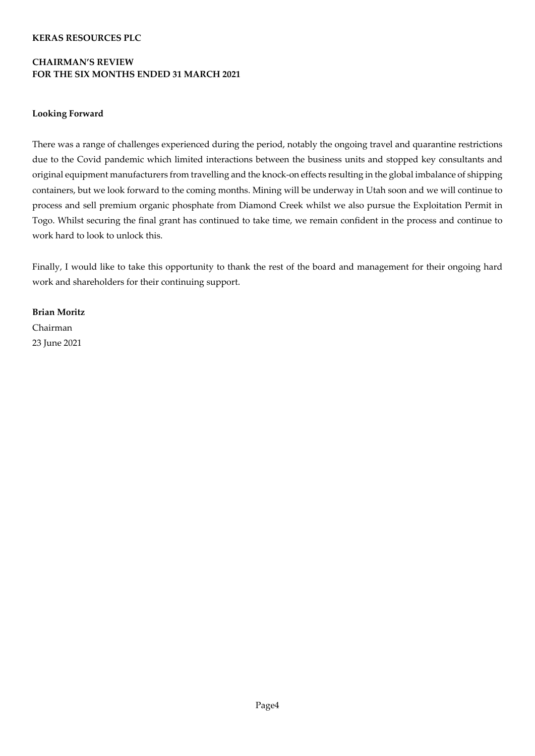**KERAS RESOURCES PLC**

**CHAIRMAN'S REVIEW**
**FOR THE SIX MONTHS ENDED 31 MARCH 2021**

**Looking Forward**

There was a range of challenges experienced during the period, notably the ongoing travel and quarantine restrictions due to the Covid pandemic which limited interactions between the business units and stopped key consultants and original equipment manufacturers from travelling and the knock-on effects resulting in the global imbalance of shipping containers, but we look forward to the coming months. Mining will be underway in Utah soon and we will continue to process and sell premium organic phosphate from Diamond Creek whilst we also pursue the Exploitation Permit in Togo. Whilst securing the final grant has continued to take time, we remain confident in the process and continue to work hard to look to unlock this.

Finally, I would like to take this opportunity to thank the rest of the board and management for their ongoing hard work and shareholders for their continuing support.

**Brian Moritz**
Chairman
23 June 2021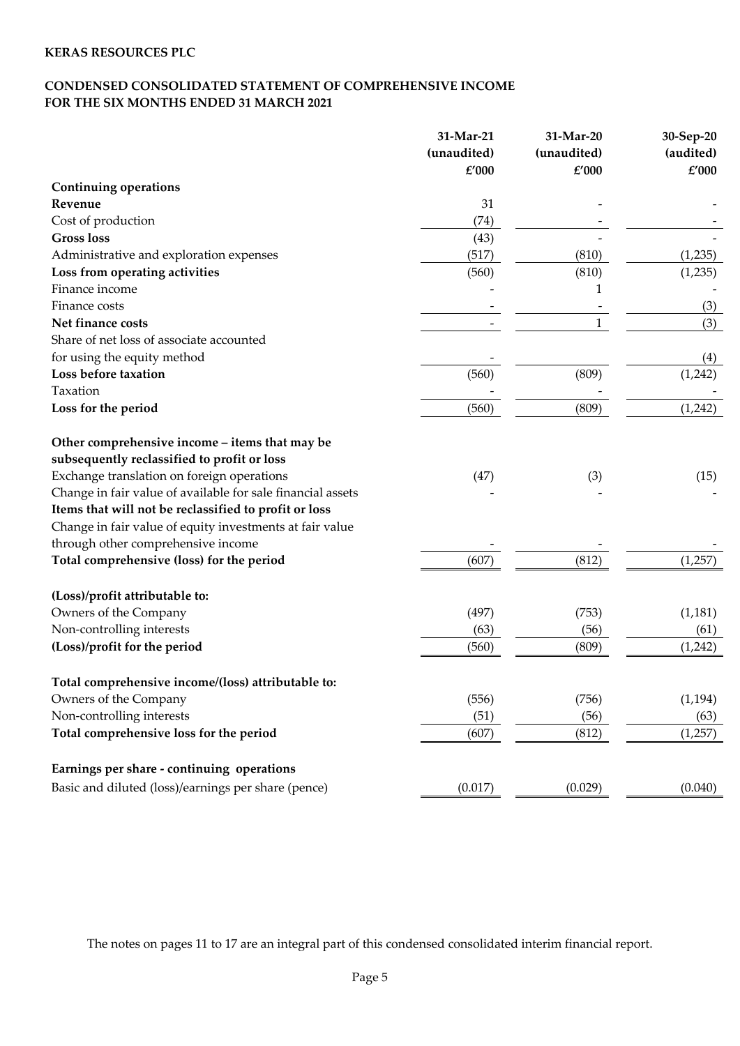**KERAS RESOURCES PLC**

**CONDENSED CONSOLIDATED STATEMENT OF COMPREHENSIVE INCOME**
**FOR THE SIX MONTHS ENDED 31 MARCH 2021**

| | 31-Mar-21 (unaudited) £'000 | 31-Mar-20 (unaudited) £'000 | 30-Sep-20 (audited) £'000 |
|---|---|---|---|
| **Continuing operations** | | | |
| **Revenue** | 31 | - | - |
| Cost of production | (74) | - | - |
| **Gross loss** | (43) | - | - |
| Administrative and exploration expenses | (517) | (810) | (1,235) |
| **Loss from operating activities** | (560) | (810) | (1,235) |
| Finance income | - | 1 | - |
| Finance costs | - | - | (3) |
| **Net finance costs** | - | 1 | (3) |
| Share of net loss of associate accounted for using the equity method | - | | (4) |
| **Loss before taxation** | (560) | (809) | (1,242) |
| Taxation | - | - | - |
| **Loss for the period** | (560) | (809) | (1,242) |
| | | | |
| **Other comprehensive income – items that may be subsequently reclassified to profit or loss** | | | |
| Exchange translation on foreign operations | (47) | (3) | (15) |
| Change in fair value of available for sale financial assets | - | - | - |
| **Items that will not be reclassified to profit or loss** | | | |
| Change in fair value of equity investments at fair value through other comprehensive income | - | - | - |
| **Total comprehensive (loss) for the period** | (607) | (812) | (1,257) |
| | | | |
| **(Loss)/profit attributable to:** | | | |
| Owners of the Company | (497) | (753) | (1,181) |
| Non-controlling interests | (63) | (56) | (61) |
| **(Loss)/profit for the period** | (560) | (809) | (1,242) |
| | | | |
| **Total comprehensive income/(loss) attributable to:** | | | |
| Owners of the Company | (556) | (756) | (1,194) |
| Non-controlling interests | (51) | (56) | (63) |
| **Total comprehensive loss for the period** | (607) | (812) | (1,257) |
| | | | |
| **Earnings per share - continuing operations** | | | |
| Basic and diluted (loss)/earnings per share (pence) | (0.017) | (0.029) | (0.040) |

The notes on pages 11 to 17 are an integral part of this condensed consolidated interim financial report.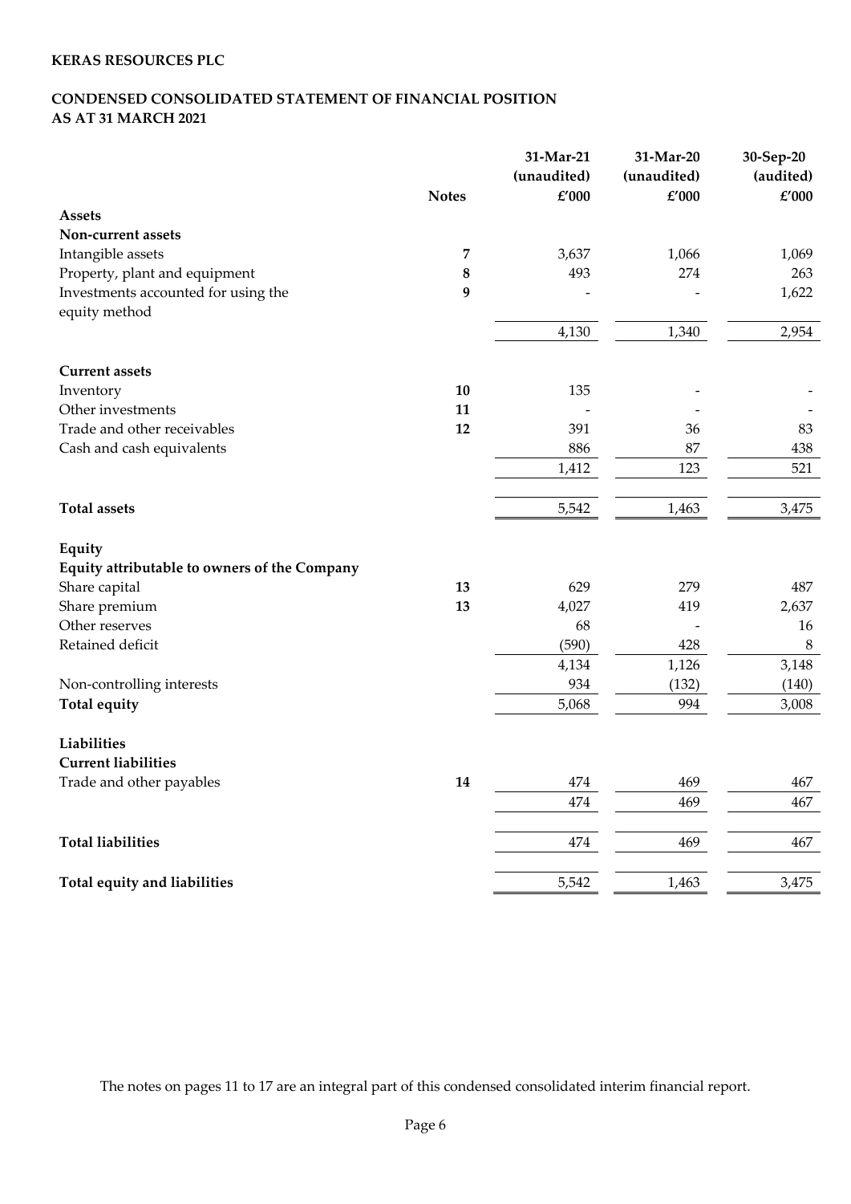**KERAS RESOURCES PLC**

## CONDENSED CONSOLIDATED STATEMENT OF FINANCIAL POSITION
## AS AT 31 MARCH 2021

| | Notes | 31-Mar-21 (unaudited) £'000 | 31-Mar-20 (unaudited) £'000 | 30-Sep-20 (audited) £'000 |
|---|---|---|---|---|
| **Assets** | | | | |
| **Non-current assets** | | | | |
| Intangible assets | 7 | 3,637 | 1,066 | 1,069 |
| Property, plant and equipment | 8 | 493 | 274 | 263 |
| Investments accounted for using the equity method | 9 | - | - | 1,622 |
| | | 4,130 | 1,340 | 2,954 |
| **Current assets** | | | | |
| Inventory | 10 | 135 | - | - |
| Other investments | 11 | - | - | - |
| Trade and other receivables | 12 | 391 | 36 | 83 |
| Cash and cash equivalents | | 886 | 87 | 438 |
| | | 1,412 | 123 | 521 |
| **Total assets** | | 5,542 | 1,463 | 3,475 |
| **Equity** | | | | |
| **Equity attributable to owners of the Company** | | | | |
| Share capital | 13 | 629 | 279 | 487 |
| Share premium | 13 | 4,027 | 419 | 2,637 |
| Other reserves | | 68 | - | 16 |
| Retained deficit | | (590) | 428 | 8 |
| | | 4,134 | 1,126 | 3,148 |
| Non-controlling interests | | 934 | (132) | (140) |
| **Total equity** | | 5,068 | 994 | 3,008 |
| **Liabilities** | | | | |
| **Current liabilities** | | | | |
| Trade and other payables | 14 | 474 | 469 | 467 |
| | | 474 | 469 | 467 |
| **Total liabilities** | | 474 | 469 | 467 |
| **Total equity and liabilities** | | 5,542 | 1,463 | 3,475 |

The notes on pages 11 to 17 are an integral part of this condensed consolidated interim financial report.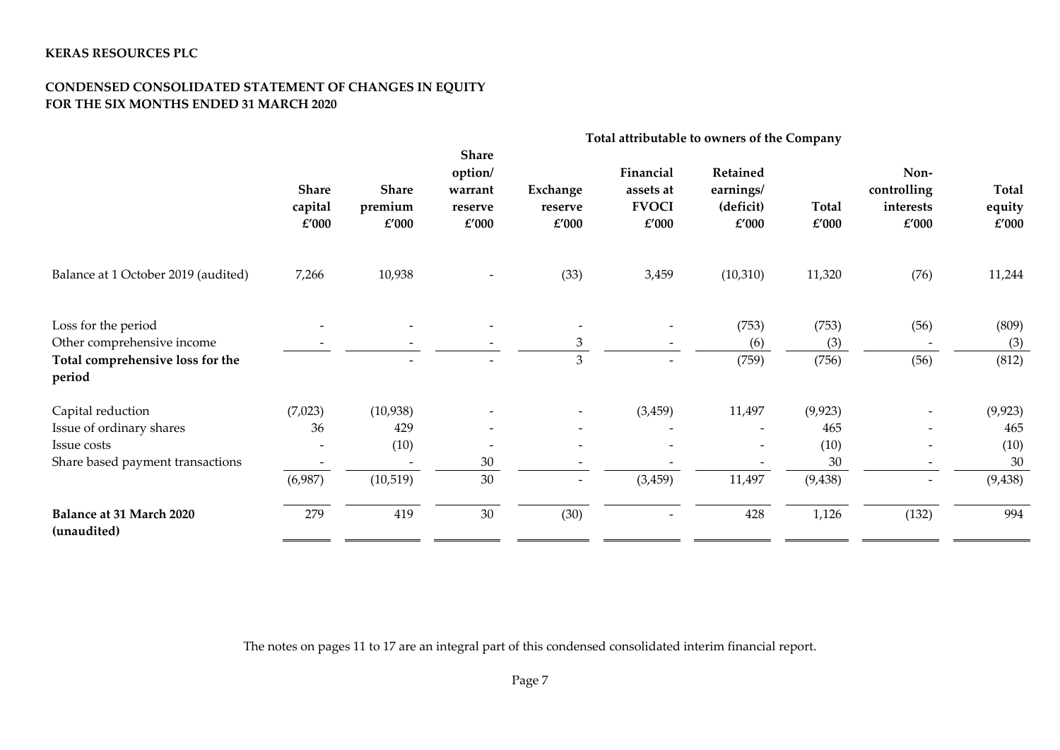**KERAS RESOURCES PLC**

**CONDENSED CONSOLIDATED STATEMENT OF CHANGES IN EQUITY**
**FOR THE SIX MONTHS ENDED 31 MARCH 2020**

| | Total attributable to owners of the Company | | | | | | | | |
|---|---|---|---|---|---|---|---|---|---|
| | **Share capital £'000** | **Share premium £'000** | **Share option/ warrant reserve £'000** | **Exchange reserve £'000** | **Financial assets at FVOCI £'000** | **Retained earnings/ (deficit) £'000** | **Total £'000** | **Non-controlling interests £'000** | **Total equity £'000** |
| Balance at 1 October 2019 (audited) | 7,266 | 10,938 | - | (33) | 3,459 | (10,310) | 11,320 | (76) | 11,244 |
| Loss for the period | - | - | - | - | - | (753) | (753) | (56) | (809) |
| Other comprehensive income | - | - | - | 3 | - | (6) | (3) | - | (3) |
| **Total comprehensive loss for the period** | | - | - | 3 | - | (759) | (756) | (56) | (812) |
| Capital reduction | (7,023) | (10,938) | - | - | (3,459) | 11,497 | (9,923) | - | (9,923) |
| Issue of ordinary shares | 36 | 429 | - | - | - | - | 465 | - | 465 |
| Issue costs | - | (10) | - | - | - | - | (10) | - | (10) |
| Share based payment transactions | - | - | 30 | - | - | - | 30 | - | 30 |
| | (6,987) | (10,519) | 30 | - | (3,459) | 11,497 | (9,438) | - | (9,438) |
| **Balance at 31 March 2020 (unaudited)** | 279 | 419 | 30 | (30) | - | 428 | 1,126 | (132) | 994 |

The notes on pages 11 to 17 are an integral part of this condensed consolidated interim financial report.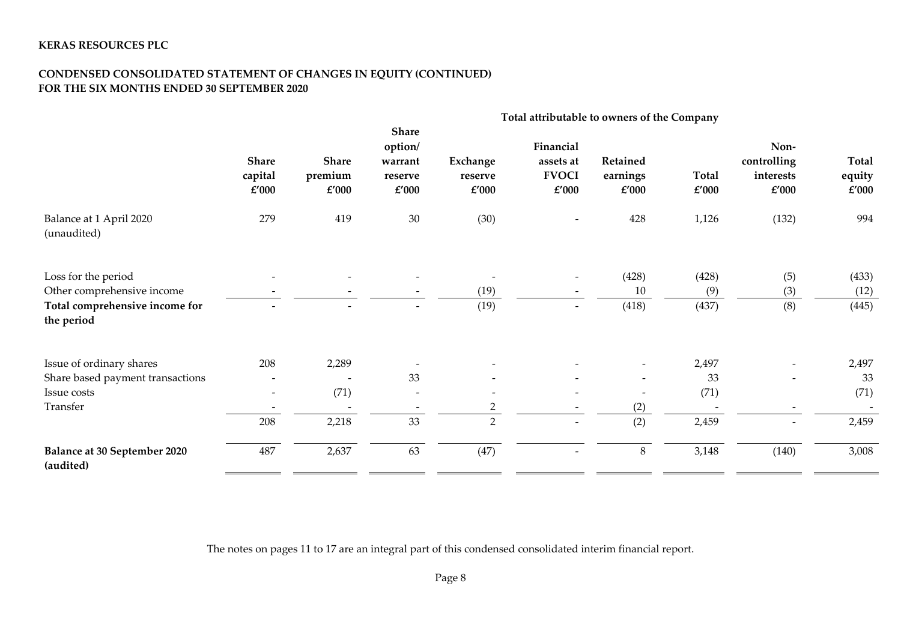**KERAS RESOURCES PLC**

**CONDENSED CONSOLIDATED STATEMENT OF CHANGES IN EQUITY (CONTINUED)**
**FOR THE SIX MONTHS ENDED 30 SEPTEMBER 2020**

| | Total attributable to owners of the Company | | | | | | | | |
|---|---|---|---|---|---|---|---|---|---|
| | **Share capital £'000** | **Share premium £'000** | **Share option/ warrant reserve £'000** | **Exchange reserve £'000** | **Financial assets at FVOCI £'000** | **Retained earnings £'000** | **Total £'000** | **Non-controlling interests £'000** | **Total equity £'000** |
| Balance at 1 April 2020 (unaudited) | 279 | 419 | 30 | (30) | - | 428 | 1,126 | (132) | 994 |
| Loss for the period | - | - | - | - | - | (428) | (428) | (5) | (433) |
| Other comprehensive income | - | - | - | (19) | - | 10 | (9) | (3) | (12) |
| **Total comprehensive income for the period** | - | - | - | (19) | - | (418) | (437) | (8) | (445) |
| Issue of ordinary shares | 208 | 2,289 | - | - | - | - | 2,497 | - | 2,497 |
| Share based payment transactions | - | - | 33 | - | - | - | 33 | - | 33 |
| Issue costs | - | (71) | - | - | - | - | (71) | | (71) |
| Transfer | - | - | - | 2 | - | (2) | - | - | - |
| | 208 | 2,218 | 33 | 2 | - | (2) | 2,459 | - | 2,459 |
| **Balance at 30 September 2020 (audited)** | 487 | 2,637 | 63 | (47) | - | 8 | 3,148 | (140) | 3,008 |

The notes on pages 11 to 17 are an integral part of this condensed consolidated interim financial report.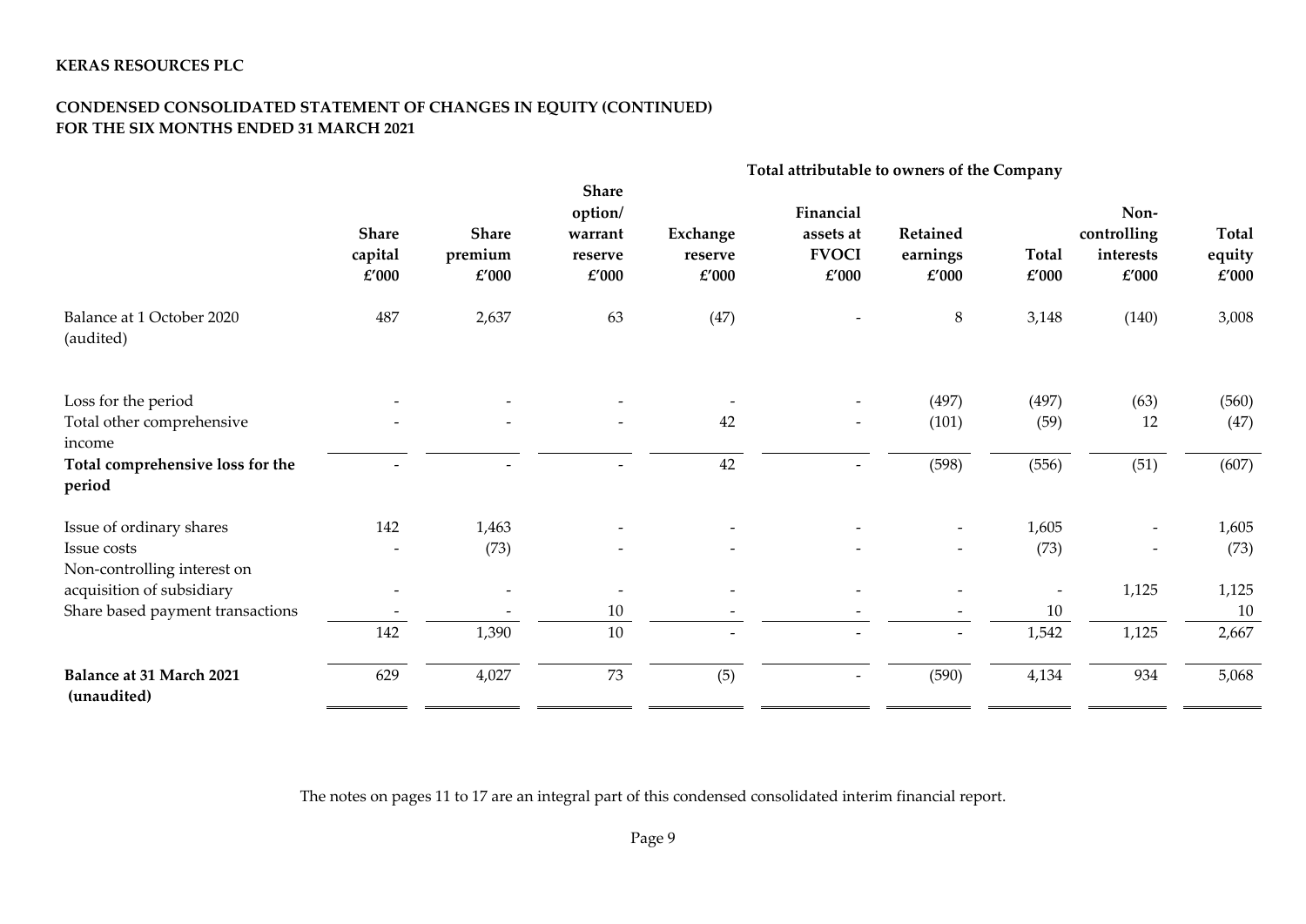**KERAS RESOURCES PLC**

**CONDENSED CONSOLIDATED STATEMENT OF CHANGES IN EQUITY (CONTINUED)**
**FOR THE SIX MONTHS ENDED 31 MARCH 2021**

| | Total attributable to owners of the Company | | | | | | | | |
|---|---|---|---|---|---|---|---|---|---|
| | **Share capital £'000** | **Share premium £'000** | **Share option/ warrant reserve £'000** | **Exchange reserve £'000** | **Financial assets at FVOCI £'000** | **Retained earnings £'000** | **Total £'000** | **Non-controlling interests £'000** | **Total equity £'000** |
| Balance at 1 October 2020 (audited) | 487 | 2,637 | 63 | (47) | - | 8 | 3,148 | (140) | 3,008 |
| Loss for the period | - | - | - | - | - | (497) | (497) | (63) | (560) |
| Total other comprehensive income | - | - | - | 42 | - | (101) | (59) | 12 | (47) |
| **Total comprehensive loss for the period** | - | - | - | 42 | - | (598) | (556) | (51) | (607) |
| Issue of ordinary shares | 142 | 1,463 | - | - | - | - | 1,605 | - | 1,605 |
| Issue costs | - | (73) | - | - | - | - | (73) | - | (73) |
| Non-controlling interest on acquisition of subsidiary | - | - | - | - | - | - | - | 1,125 | 1,125 |
| Share based payment transactions | - | - | 10 | - | - | - | 10 | | 10 |
| | 142 | 1,390 | 10 | - | - | - | 1,542 | 1,125 | 2,667 |
| **Balance at 31 March 2021 (unaudited)** | 629 | 4,027 | 73 | (5) | - | (590) | 4,134 | 934 | 5,068 |

The notes on pages 11 to 17 are an integral part of this condensed consolidated interim financial report.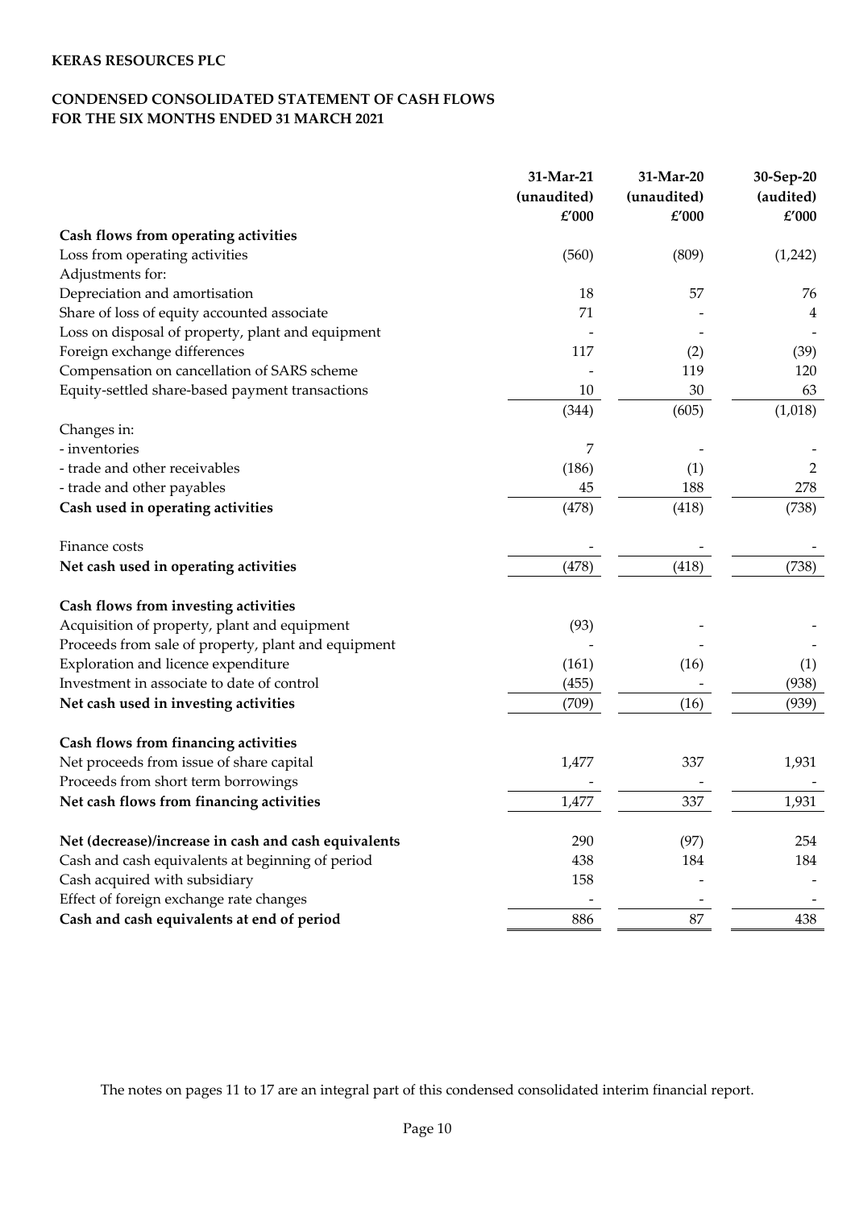**KERAS RESOURCES PLC**

**CONDENSED CONSOLIDATED STATEMENT OF CASH FLOWS**
**FOR THE SIX MONTHS ENDED 31 MARCH 2021**

| | 31-Mar-21 (unaudited) £'000 | 31-Mar-20 (unaudited) £'000 | 30-Sep-20 (audited) £'000 |
|---|---|---|---|
| **Cash flows from operating activities** | | | |
| Loss from operating activities | (560) | (809) | (1,242) |
| Adjustments for: | | | |
| Depreciation and amortisation | 18 | 57 | 76 |
| Share of loss of equity accounted associate | 71 | - | 4 |
| Loss on disposal of property, plant and equipment | - | - | - |
| Foreign exchange differences | 117 | (2) | (39) |
| Compensation on cancellation of SARS scheme | - | 119 | 120 |
| Equity-settled share-based payment transactions | 10 | 30 | 63 |
| | (344) | (605) | (1,018) |
| Changes in: | | | |
| - inventories | 7 | - | - |
| - trade and other receivables | (186) | (1) | 2 |
| - trade and other payables | 45 | 188 | 278 |
| **Cash used in operating activities** | (478) | (418) | (738) |
| Finance costs | - | - | - |
| **Net cash used in operating activities** | (478) | (418) | (738) |
| **Cash flows from investing activities** | | | |
| Acquisition of property, plant and equipment | (93) | - | - |
| Proceeds from sale of property, plant and equipment | - | - | - |
| Exploration and licence expenditure | (161) | (16) | (1) |
| Investment in associate to date of control | (455) | - | (938) |
| **Net cash used in investing activities** | (709) | (16) | (939) |
| **Cash flows from financing activities** | | | |
| Net proceeds from issue of share capital | 1,477 | 337 | 1,931 |
| Proceeds from short term borrowings | - | - | - |
| **Net cash flows from financing activities** | 1,477 | 337 | 1,931 |
| **Net (decrease)/increase in cash and cash equivalents** | 290 | (97) | 254 |
| Cash and cash equivalents at beginning of period | 438 | 184 | 184 |
| Cash acquired with subsidiary | 158 | | - |
| Effect of foreign exchange rate changes | - | - | - |
| **Cash and cash equivalents at end of period** | 886 | 87 | 438 |

The notes on pages 11 to 17 are an integral part of this condensed consolidated interim financial report.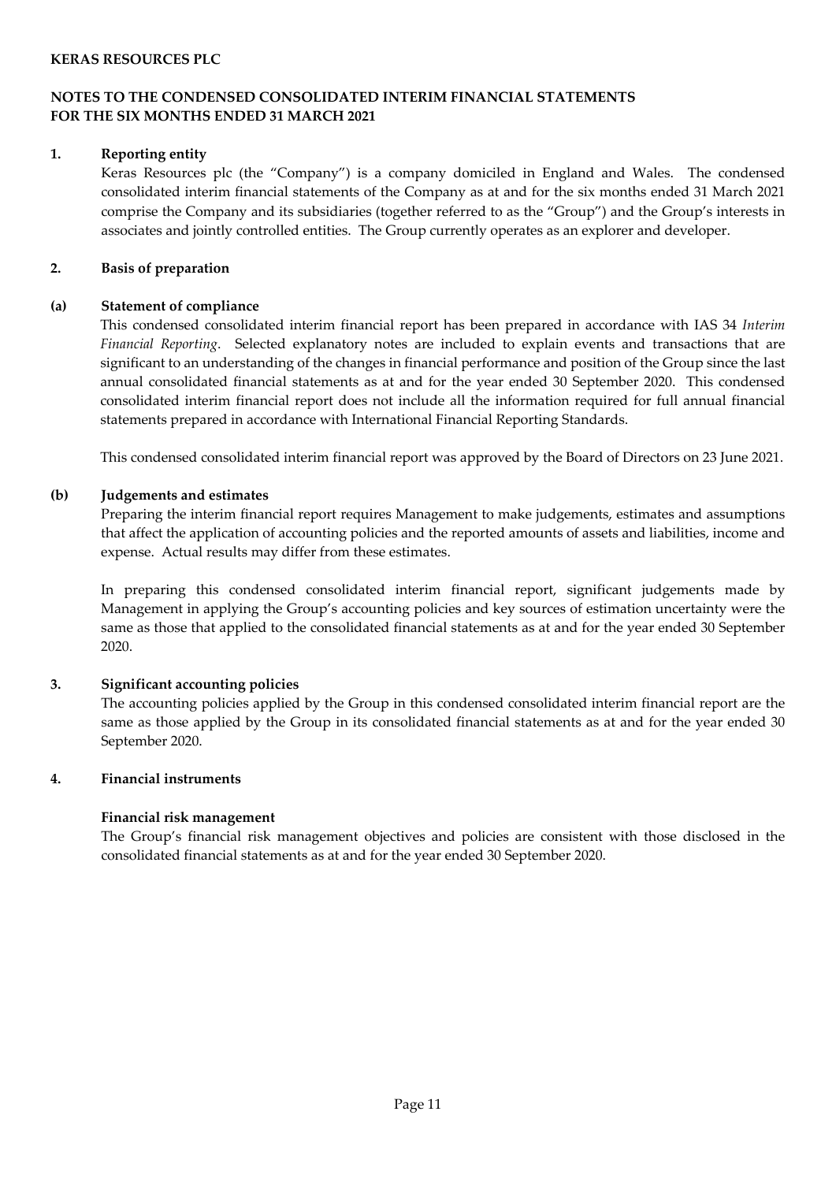**KERAS RESOURCES PLC**

**NOTES TO THE CONDENSED CONSOLIDATED INTERIM FINANCIAL STATEMENTS**
**FOR THE SIX MONTHS ENDED 31 MARCH 2021**

**1. Reporting entity**

Keras Resources plc (the "Company") is a company domiciled in England and Wales. The condensed consolidated interim financial statements of the Company as at and for the six months ended 31 March 2021 comprise the Company and its subsidiaries (together referred to as the "Group") and the Group's interests in associates and jointly controlled entities. The Group currently operates as an explorer and developer.

**2. Basis of preparation**

**(a) Statement of compliance**

This condensed consolidated interim financial report has been prepared in accordance with IAS 34 *Interim Financial Reporting*. Selected explanatory notes are included to explain events and transactions that are significant to an understanding of the changes in financial performance and position of the Group since the last annual consolidated financial statements as at and for the year ended 30 September 2020. This condensed consolidated interim financial report does not include all the information required for full annual financial statements prepared in accordance with International Financial Reporting Standards.

This condensed consolidated interim financial report was approved by the Board of Directors on 23 June 2021.

**(b) Judgements and estimates**

Preparing the interim financial report requires Management to make judgements, estimates and assumptions that affect the application of accounting policies and the reported amounts of assets and liabilities, income and expense. Actual results may differ from these estimates.

In preparing this condensed consolidated interim financial report, significant judgements made by Management in applying the Group's accounting policies and key sources of estimation uncertainty were the same as those that applied to the consolidated financial statements as at and for the year ended 30 September 2020.

**3. Significant accounting policies**

The accounting policies applied by the Group in this condensed consolidated interim financial report are the same as those applied by the Group in its consolidated financial statements as at and for the year ended 30 September 2020.

**4. Financial instruments**

**Financial risk management**

The Group's financial risk management objectives and policies are consistent with those disclosed in the consolidated financial statements as at and for the year ended 30 September 2020.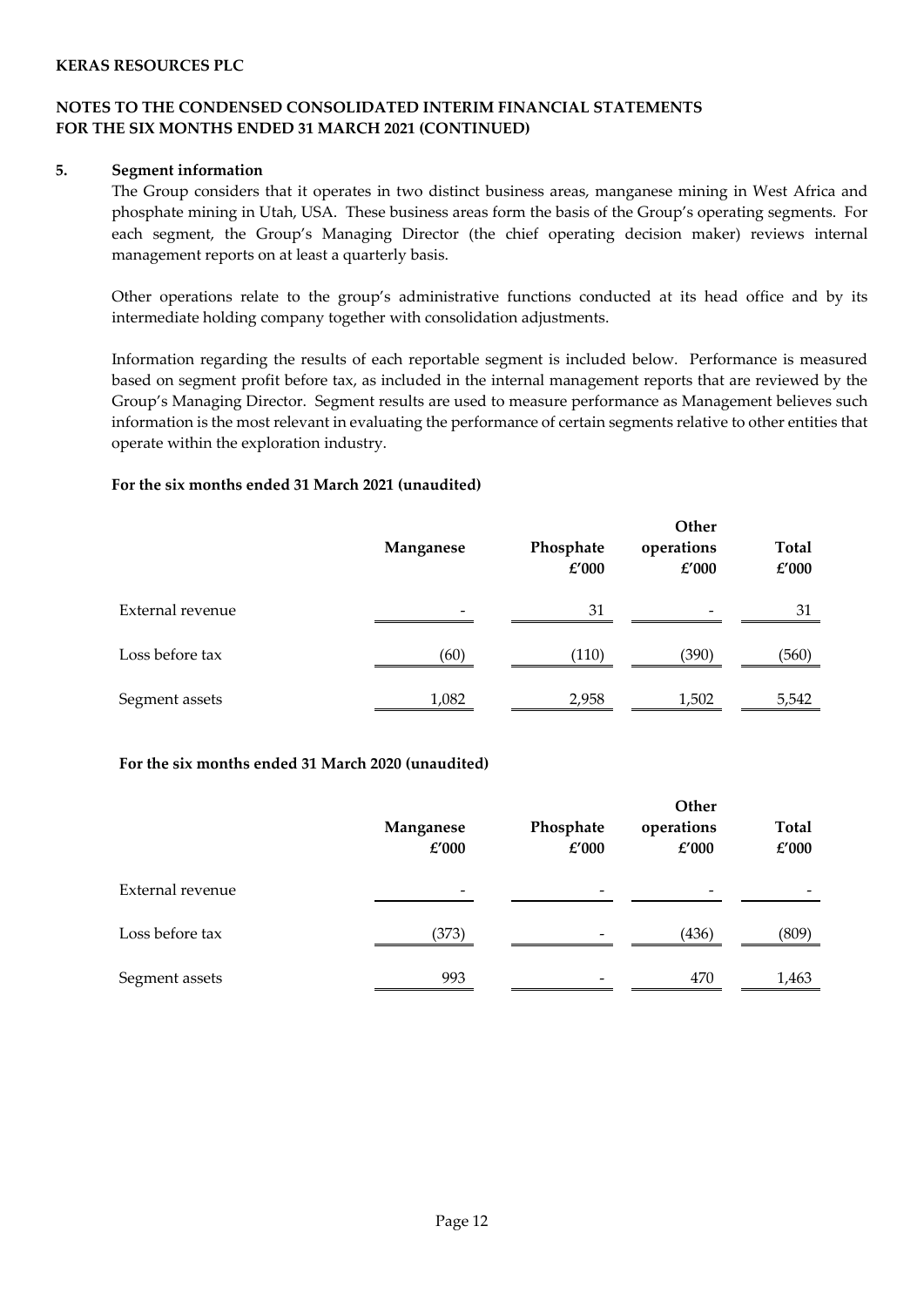**KERAS RESOURCES PLC**

**NOTES TO THE CONDENSED CONSOLIDATED INTERIM FINANCIAL STATEMENTS FOR THE SIX MONTHS ENDED 31 MARCH 2021 (CONTINUED)**

**5. Segment information**

The Group considers that it operates in two distinct business areas, manganese mining in West Africa and phosphate mining in Utah, USA. These business areas form the basis of the Group's operating segments. For each segment, the Group's Managing Director (the chief operating decision maker) reviews internal management reports on at least a quarterly basis.

Other operations relate to the group's administrative functions conducted at its head office and by its intermediate holding company together with consolidation adjustments.

Information regarding the results of each reportable segment is included below. Performance is measured based on segment profit before tax, as included in the internal management reports that are reviewed by the Group's Managing Director. Segment results are used to measure performance as Management believes such information is the most relevant in evaluating the performance of certain segments relative to other entities that operate within the exploration industry.

**For the six months ended 31 March 2021 (unaudited)**

| | **Manganese** | **Phosphate £'000** | **Other operations £'000** | **Total £'000** |
|---|---|---|---|---|
| External revenue | - | 31 | - | 31 |
| Loss before tax | (60) | (110) | (390) | (560) |
| Segment assets | 1,082 | 2,958 | 1,502 | 5,542 |

**For the six months ended 31 March 2020 (unaudited)**

| | **Manganese £'000** | **Phosphate £'000** | **Other operations £'000** | **Total £'000** |
|---|---|---|---|---|
| External revenue | - | - | - | - |
| Loss before tax | (373) | - | (436) | (809) |
| Segment assets | 993 | - | 470 | 1,463 |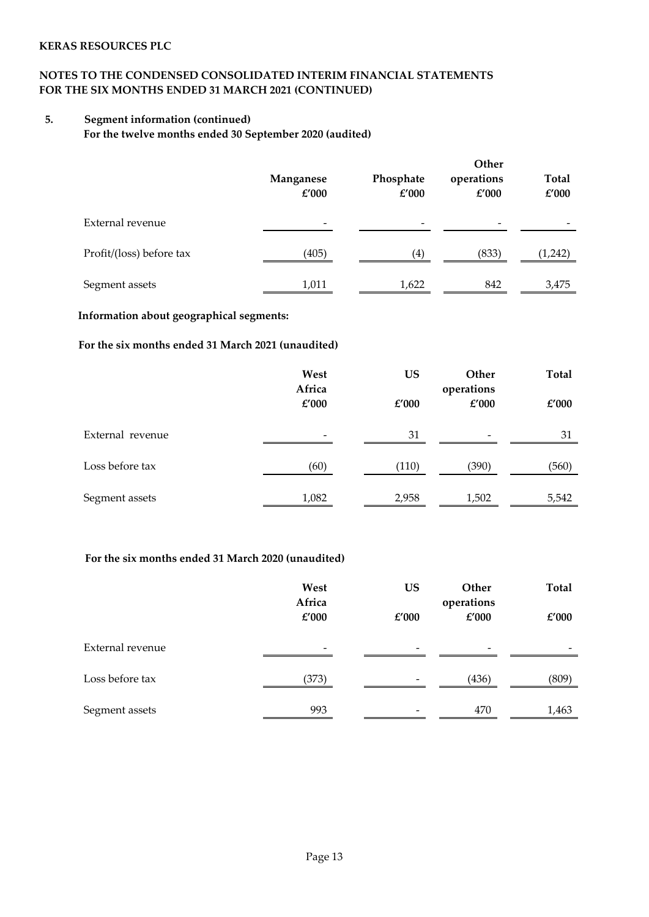**KERAS RESOURCES PLC**

**NOTES TO THE CONDENSED CONSOLIDATED INTERIM FINANCIAL STATEMENTS FOR THE SIX MONTHS ENDED 31 MARCH 2021 (CONTINUED)**

**5. Segment information (continued)**

**For the twelve months ended 30 September 2020 (audited)**

| | Manganese £'000 | Phosphate £'000 | Other operations £'000 | Total £'000 |
|---|---|---|---|---|
| External revenue | - | - | - | - |
| Profit/(loss) before tax | (405) | (4) | (833) | (1,242) |
| Segment assets | 1,011 | 1,622 | 842 | 3,475 |

**Information about geographical segments:**

**For the six months ended 31 March 2021 (unaudited)**

| | West Africa £'000 | US £'000 | Other operations £'000 | Total £'000 |
|---|---|---|---|---|
| External revenue | - | 31 | - | 31 |
| Loss before tax | (60) | (110) | (390) | (560) |
| Segment assets | 1,082 | 2,958 | 1,502 | 5,542 |

**For the six months ended 31 March 2020 (unaudited)**

| | West Africa £'000 | US £'000 | Other operations £'000 | Total £'000 |
|---|---|---|---|---|
| External revenue | - | - | - | - |
| Loss before tax | (373) | - | (436) | (809) |
| Segment assets | 993 | - | 470 | 1,463 |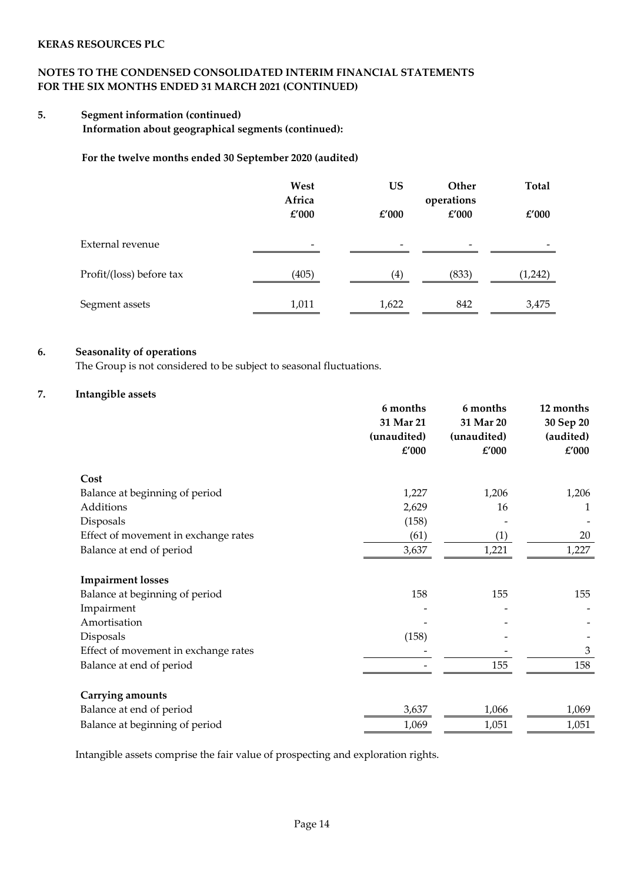**KERAS RESOURCES PLC**

**NOTES TO THE CONDENSED CONSOLIDATED INTERIM FINANCIAL STATEMENTS FOR THE SIX MONTHS ENDED 31 MARCH 2021 (CONTINUED)**

**5. Segment information (continued)**

**Information about geographical segments (continued):**

**For the twelve months ended 30 September 2020 (audited)**

| | West Africa £'000 | US £'000 | Other operations £'000 | Total £'000 |
|---|---|---|---|---|
| External revenue | - | - | - | - |
| Profit/(loss) before tax | (405) | (4) | (833) | (1,242) |
| Segment assets | 1,011 | 1,622 | 842 | 3,475 |

**6. Seasonality of operations**

The Group is not considered to be subject to seasonal fluctuations.

**7. Intangible assets**

| | 6 months 31 Mar 21 (unaudited) £'000 | 6 months 31 Mar 20 (unaudited) £'000 | 12 months 30 Sep 20 (audited) £'000 |
|---|---|---|---|
| **Cost** | | | |
| Balance at beginning of period | 1,227 | 1,206 | 1,206 |
| Additions | 2,629 | 16 | 1 |
| Disposals | (158) | - | - |
| Effect of movement in exchange rates | (61) | (1) | 20 |
| Balance at end of period | 3,637 | 1,221 | 1,227 |
| **Impairment losses** | | | |
| Balance at beginning of period | 158 | 155 | 155 |
| Impairment | - | - | - |
| Amortisation | - | - | - |
| Disposals | (158) | - | - |
| Effect of movement in exchange rates | - | - | 3 |
| Balance at end of period | - | 155 | 158 |
| **Carrying amounts** | | | |
| Balance at end of period | 3,637 | 1,066 | 1,069 |
| Balance at beginning of period | 1,069 | 1,051 | 1,051 |

Intangible assets comprise the fair value of prospecting and exploration rights.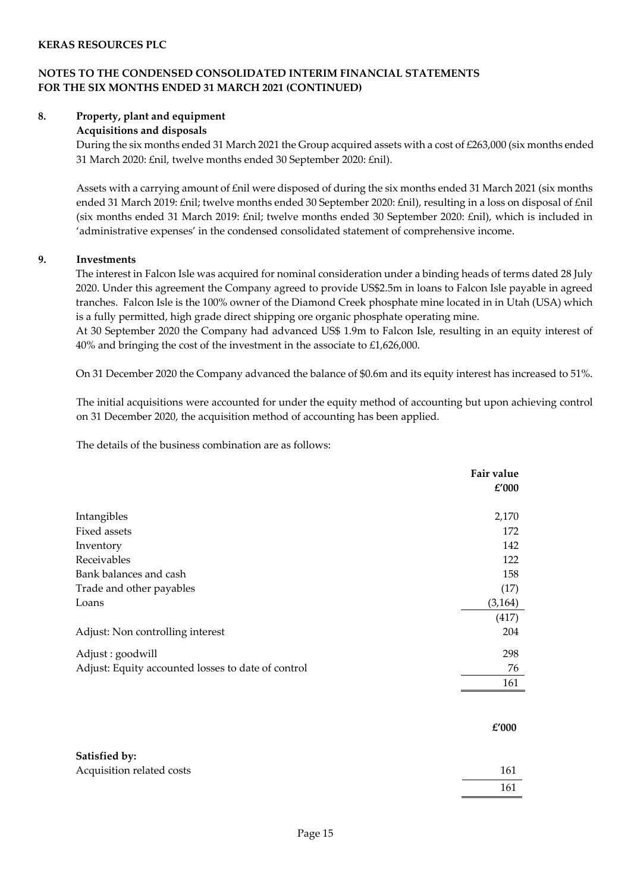**KERAS RESOURCES PLC**

**NOTES TO THE CONDENSED CONSOLIDATED INTERIM FINANCIAL STATEMENTS FOR THE SIX MONTHS ENDED 31 MARCH 2021 (CONTINUED)**

**8. Property, plant and equipment**

**Acquisitions and disposals**

During the six months ended 31 March 2021 the Group acquired assets with a cost of £263,000 (six months ended 31 March 2020: £nil, twelve months ended 30 September 2020: £nil).

Assets with a carrying amount of £nil were disposed of during the six months ended 31 March 2021 (six months ended 31 March 2019: £nil; twelve months ended 30 September 2020: £nil), resulting in a loss on disposal of £nil (six months ended 31 March 2019: £nil; twelve months ended 30 September 2020: £nil), which is included in 'administrative expenses' in the condensed consolidated statement of comprehensive income.

**9. Investments**

The interest in Falcon Isle was acquired for nominal consideration under a binding heads of terms dated 28 July 2020. Under this agreement the Company agreed to provide US$2.5m in loans to Falcon Isle payable in agreed tranches. Falcon Isle is the 100% owner of the Diamond Creek phosphate mine located in in Utah (USA) which is a fully permitted, high grade direct shipping ore organic phosphate operating mine.

At 30 September 2020 the Company had advanced US$ 1.9m to Falcon Isle, resulting in an equity interest of 40% and bringing the cost of the investment in the associate to £1,626,000.

On 31 December 2020 the Company advanced the balance of $0.6m and its equity interest has increased to 51%.

The initial acquisitions were accounted for under the equity method of accounting but upon achieving control on 31 December 2020, the acquisition method of accounting has been applied.

The details of the business combination are as follows:

| | Fair value £'000 |
|---|---|
| Intangibles | 2,170 |
| Fixed assets | 172 |
| Inventory | 142 |
| Receivables | 122 |
| Bank balances and cash | 158 |
| Trade and other payables | (17) |
| Loans | (3,164) |
| | (417) |
| Adjust: Non controlling interest | 204 |
| Adjust : goodwill | 298 |
| Adjust: Equity accounted losses to date of control | 76 |
| | 161 |

| | £'000 |
|---|---|
| **Satisfied by:** | |
| Acquisition related costs | 161 |
| | 161 |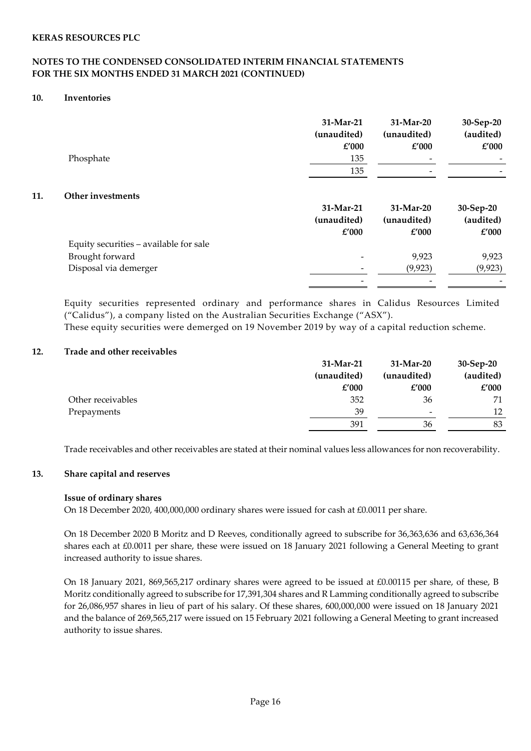**KERAS RESOURCES PLC**

**NOTES TO THE CONDENSED CONSOLIDATED INTERIM FINANCIAL STATEMENTS FOR THE SIX MONTHS ENDED 31 MARCH 2021 (CONTINUED)**

## 10. Inventories

| | 31-Mar-21 (unaudited) £'000 | 31-Mar-20 (unaudited) £'000 | 30-Sep-20 (audited) £'000 |
|---|---|---|---|
| Phosphate | 135 | - | - |
| | 135 | - | - |

## 11. Other investments

| | 31-Mar-21 (unaudited) £'000 | 31-Mar-20 (unaudited) £'000 | 30-Sep-20 (audited) £'000 |
|---|---|---|---|
| Equity securities – available for sale | | | |
| Brought forward | - | 9,923 | 9,923 |
| Disposal via demerger | - | (9,923) | (9,923) |
| | - | - | - |

Equity securities represented ordinary and performance shares in Calidus Resources Limited ("Calidus"), a company listed on the Australian Securities Exchange ("ASX").
These equity securities were demerged on 19 November 2019 by way of a capital reduction scheme.

## 12. Trade and other receivables

| | 31-Mar-21 (unaudited) £'000 | 31-Mar-20 (unaudited) £'000 | 30-Sep-20 (audited) £'000 |
|---|---|---|---|
| Other receivables | 352 | 36 | 71 |
| Prepayments | 39 | - | 12 |
| | 391 | 36 | 83 |

Trade receivables and other receivables are stated at their nominal values less allowances for non recoverability.

## 13. Share capital and reserves

**Issue of ordinary shares**

On 18 December 2020, 400,000,000 ordinary shares were issued for cash at £0.0011 per share.

On 18 December 2020 B Moritz and D Reeves, conditionally agreed to subscribe for 36,363,636 and 63,636,364 shares each at £0.0011 per share, these were issued on 18 January 2021 following a General Meeting to grant increased authority to issue shares.

On 18 January 2021, 869,565,217 ordinary shares were agreed to be issued at £0.00115 per share, of these, B Moritz conditionally agreed to subscribe for 17,391,304 shares and R Lamming conditionally agreed to subscribe for 26,086,957 shares in lieu of part of his salary. Of these shares, 600,000,000 were issued on 18 January 2021 and the balance of 269,565,217 were issued on 15 February 2021 following a General Meeting to grant increased authority to issue shares.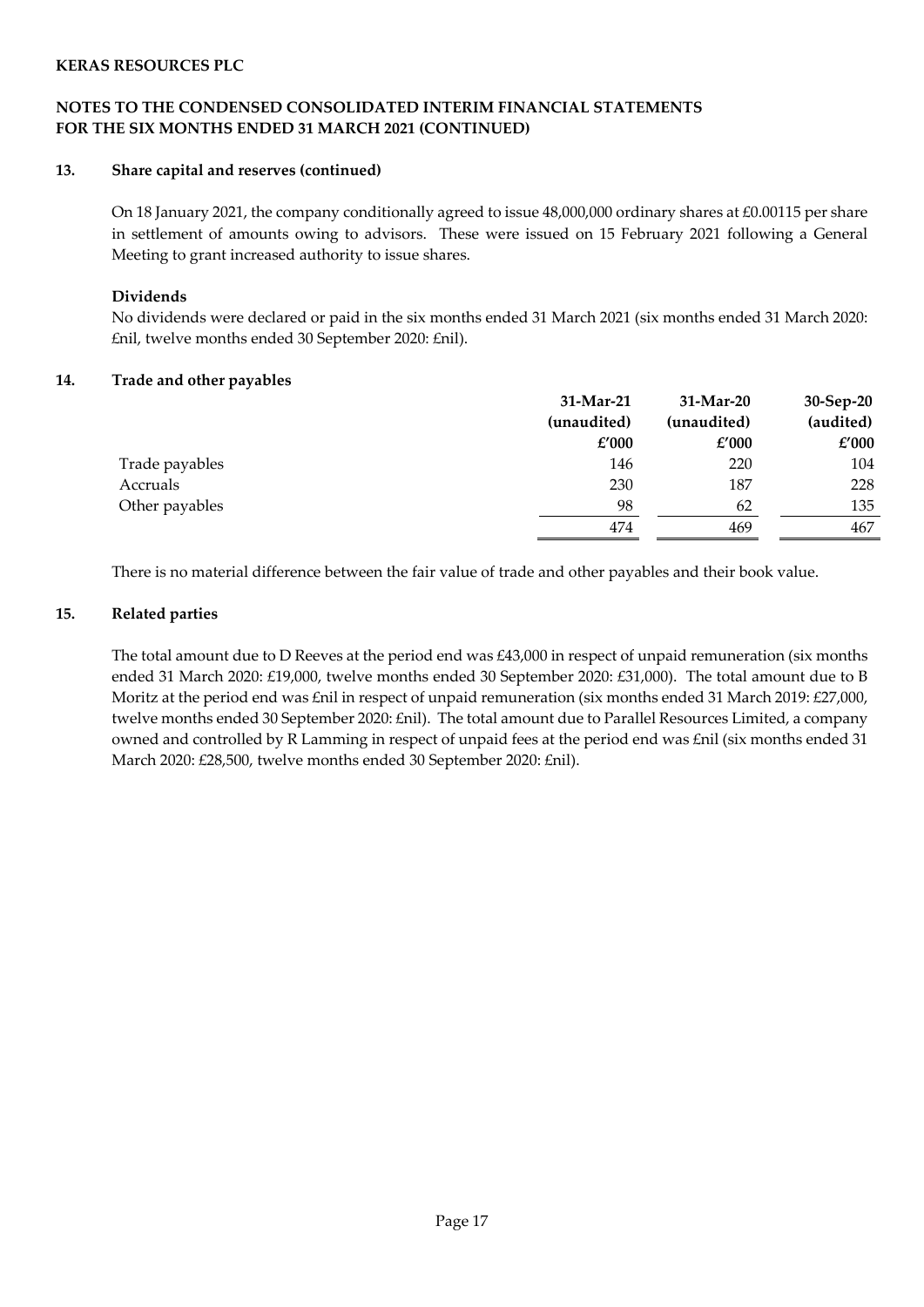**KERAS RESOURCES PLC**

**NOTES TO THE CONDENSED CONSOLIDATED INTERIM FINANCIAL STATEMENTS FOR THE SIX MONTHS ENDED 31 MARCH 2021 (CONTINUED)**

**13. Share capital and reserves (continued)**

On 18 January 2021, the company conditionally agreed to issue 48,000,000 ordinary shares at £0.00115 per share in settlement of amounts owing to advisors. These were issued on 15 February 2021 following a General Meeting to grant increased authority to issue shares.

**Dividends**

No dividends were declared or paid in the six months ended 31 March 2021 (six months ended 31 March 2020: £nil, twelve months ended 30 September 2020: £nil).

**14. Trade and other payables**

| | 31-Mar-21 (unaudited) £'000 | 31-Mar-20 (unaudited) £'000 | 30-Sep-20 (audited) £'000 |
|---|---|---|---|
| Trade payables | 146 | 220 | 104 |
| Accruals | 230 | 187 | 228 |
| Other payables | 98 | 62 | 135 |
| | 474 | 469 | 467 |

There is no material difference between the fair value of trade and other payables and their book value.

**15. Related parties**

The total amount due to D Reeves at the period end was £43,000 in respect of unpaid remuneration (six months ended 31 March 2020: £19,000, twelve months ended 30 September 2020: £31,000). The total amount due to B Moritz at the period end was £nil in respect of unpaid remuneration (six months ended 31 March 2019: £27,000, twelve months ended 30 September 2020: £nil). The total amount due to Parallel Resources Limited, a company owned and controlled by R Lamming in respect of unpaid fees at the period end was £nil (six months ended 31 March 2020: £28,500, twelve months ended 30 September 2020: £nil).